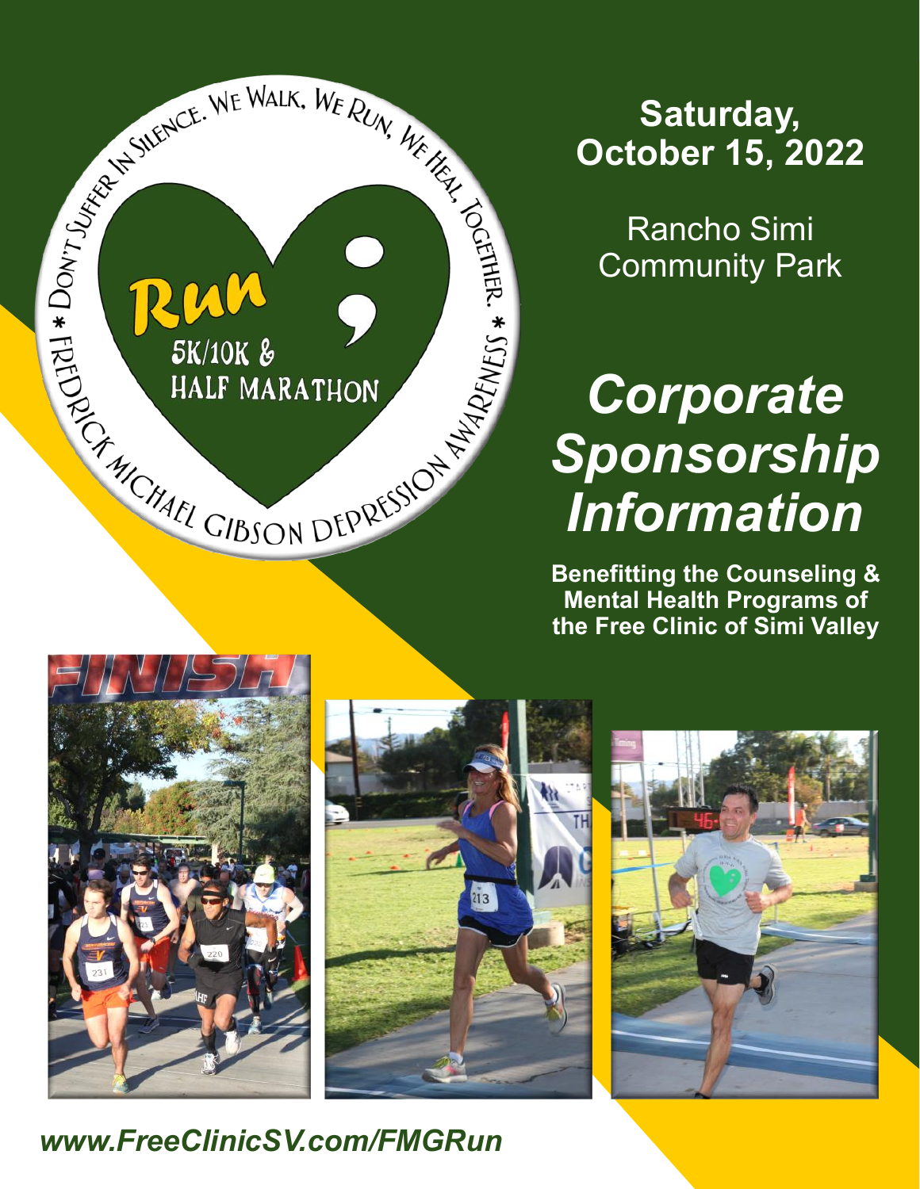DON'T SUFFER IN SILENCE. WE WALK, WE RUN, WE HEAL, TOGETHER. * FREDRICK MICHAEL GIBSON DEPRESSION AWARENESS *

Run ;

5K/10K & HALF MARATHON

**Saturday, October 15, 2022**

Rancho Simi Community Park

# *Corporate Sponsorship Information*

**Benefitting the Counseling & Mental Health Programs of the Free Clinic of Simi Valley**

***www.FreeClinicSV.com/FMGRun***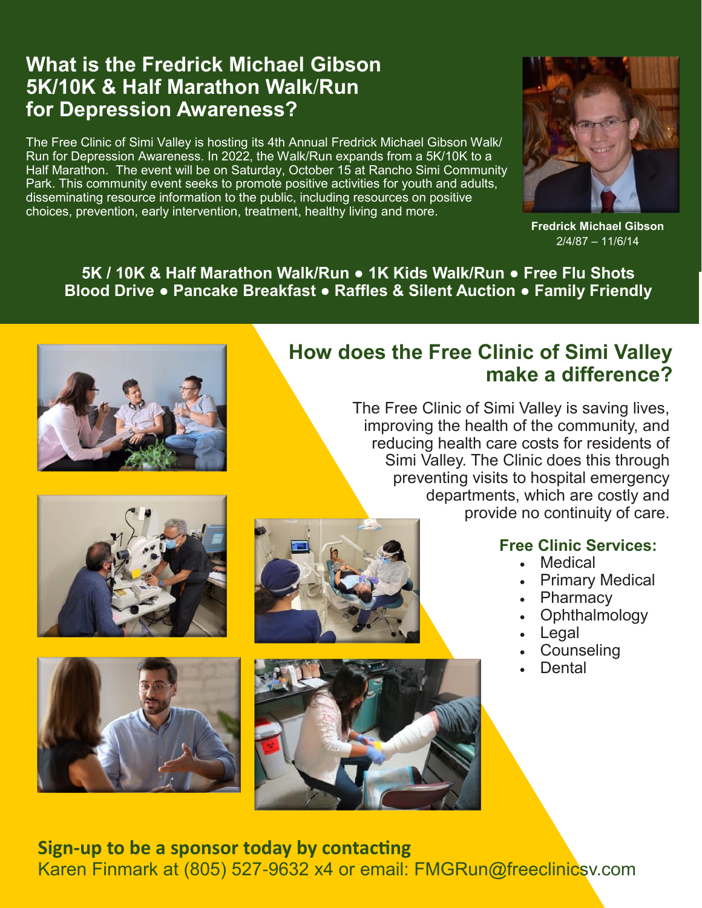## What is the Fredrick Michael Gibson 5K/10K & Half Marathon Walk/Run for Depression Awareness?

The Free Clinic of Simi Valley is hosting its 4th Annual Fredrick Michael Gibson Walk/Run for Depression Awareness. In 2022, the Walk/Run expands from a 5K/10K to a Half Marathon. The event will be on Saturday, October 15 at Rancho Simi Community Park. This community event seeks to promote positive activities for youth and adults, disseminating resource information to the public, including resources on positive choices, prevention, early intervention, treatment, healthy living and more.

**Fredrick Michael Gibson**
2/4/87 – 11/6/14

**5K / 10K & Half Marathon Walk/Run • 1K Kids Walk/Run • Free Flu Shots Blood Drive • Pancake Breakfast • Raffles & Silent Auction • Family Friendly**

## How does the Free Clinic of Simi Valley make a difference?

The Free Clinic of Simi Valley is saving lives, improving the health of the community, and reducing health care costs for residents of Simi Valley. The Clinic does this through preventing visits to hospital emergency departments, which are costly and provide no continuity of care.

### Free Clinic Services:

- Medical
- Primary Medical
- Pharmacy
- Ophthalmology
- Legal
- Counseling
- Dental

**Sign-up to be a sponsor today by contacting**
Karen Finmark at (805) 527-9632 x4 or email: FMGRun@freeclinicsv.com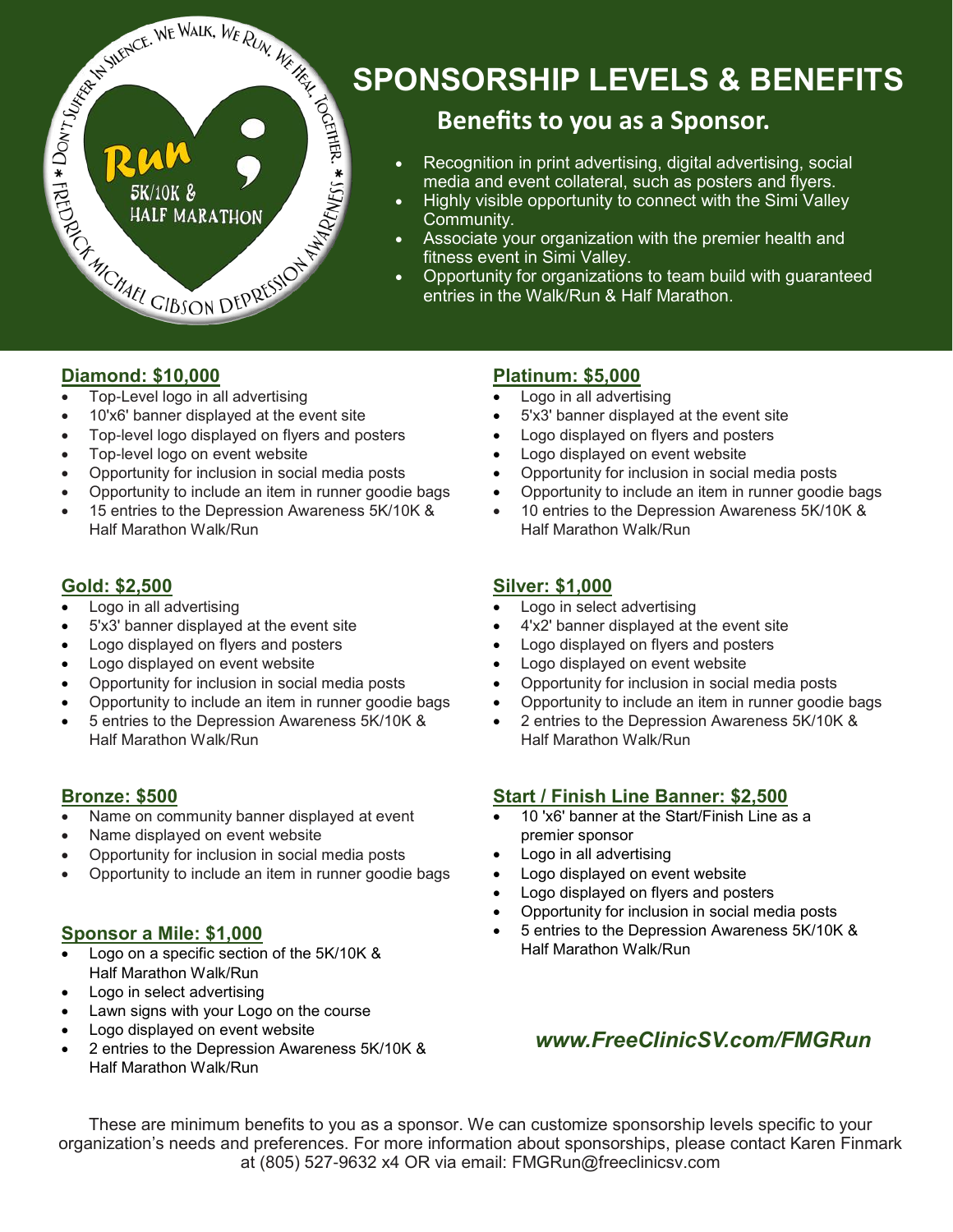# SPONSORSHIP LEVELS & BENEFITS

## Benefits to you as a Sponsor.

- Recognition in print advertising, digital advertising, social media and event collateral, such as posters and flyers.
- Highly visible opportunity to connect with the Simi Valley Community.
- Associate your organization with the premier health and fitness event in Simi Valley.
- Opportunity for organizations to team build with guaranteed entries in the Walk/Run & Half Marathon.

### Diamond: $10,000

- Top-Level logo in all advertising
- 10'x6' banner displayed at the event site
- Top-level logo displayed on flyers and posters
- Top-level logo on event website
- Opportunity for inclusion in social media posts
- Opportunity to include an item in runner goodie bags
- 15 entries to the Depression Awareness 5K/10K & Half Marathon Walk/Run

### Platinum: $5,000

- Logo in all advertising
- 5'x3' banner displayed at the event site
- Logo displayed on flyers and posters
- Logo displayed on event website
- Opportunity for inclusion in social media posts
- Opportunity to include an item in runner goodie bags
- 10 entries to the Depression Awareness 5K/10K & Half Marathon Walk/Run

### Gold: $2,500

- Logo in all advertising
- 5'x3' banner displayed at the event site
- Logo displayed on flyers and posters
- Logo displayed on event website
- Opportunity for inclusion in social media posts
- Opportunity to include an item in runner goodie bags
- 5 entries to the Depression Awareness 5K/10K & Half Marathon Walk/Run

### Silver: $1,000

- Logo in select advertising
- 4'x2' banner displayed at the event site
- Logo displayed on flyers and posters
- Logo displayed on event website
- Opportunity for inclusion in social media posts
- Opportunity to include an item in runner goodie bags
- 2 entries to the Depression Awareness 5K/10K & Half Marathon Walk/Run

### Bronze: $500

- Name on community banner displayed at event
- Name displayed on event website
- Opportunity for inclusion in social media posts
- Opportunity to include an item in runner goodie bags

### Start / Finish Line Banner: $2,500

- 10 'x6' banner at the Start/Finish Line as a premier sponsor
- Logo in all advertising
- Logo displayed on event website
- Logo displayed on flyers and posters
- Opportunity for inclusion in social media posts
- 5 entries to the Depression Awareness 5K/10K & Half Marathon Walk/Run

### Sponsor a Mile: $1,000

- Logo on a specific section of the 5K/10K & Half Marathon Walk/Run
- Logo in select advertising
- Lawn signs with your Logo on the course
- Logo displayed on event website
- 2 entries to the Depression Awareness 5K/10K & Half Marathon Walk/Run

***www.FreeClinicSV.com/FMGRun***

These are minimum benefits to you as a sponsor. We can customize sponsorship levels specific to your organization's needs and preferences. For more information about sponsorships, please contact Karen Finmark at (805) 527-9632 x4 OR via email: FMGRun@freeclinicsv.com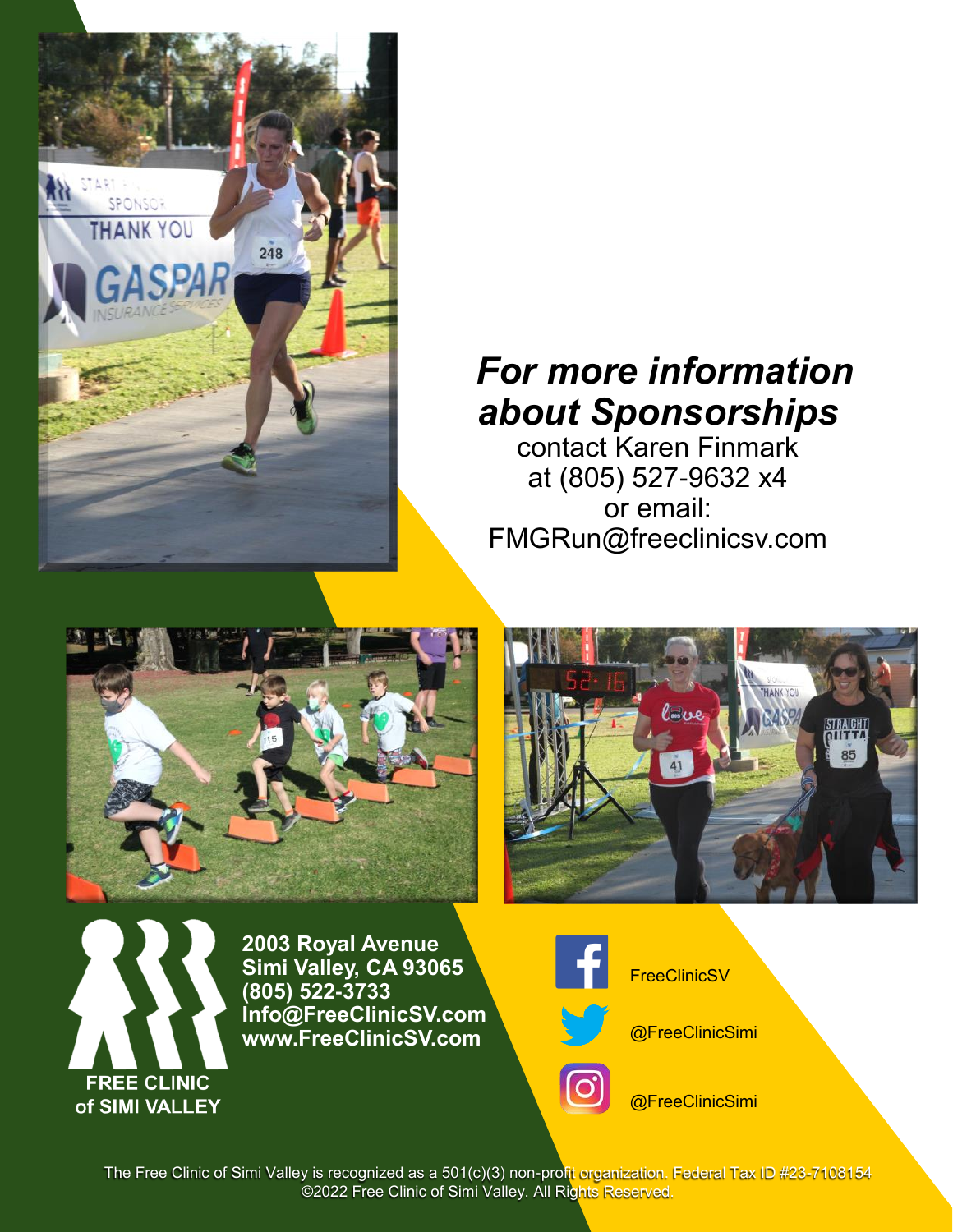***For more information about Sponsorships***

contact Karen Finmark
at (805) 527-9632 x4
or email:
FMGRun@freeclinicsv.com

**FREE CLINIC of SIMI VALLEY**

**2003 Royal Avenue**
**Simi Valley, CA 93065**
**(805) 522-3733**
**Info@FreeClinicSV.com**
**www.FreeClinicSV.com**

FreeClinicSV

@FreeClinicSimi

@FreeClinicSimi

The Free Clinic of Simi Valley is recognized as a 501(c)(3) non-profit organization. Federal Tax ID #23-7108154
©2022 Free Clinic of Simi Valley. All Rights Reserved.